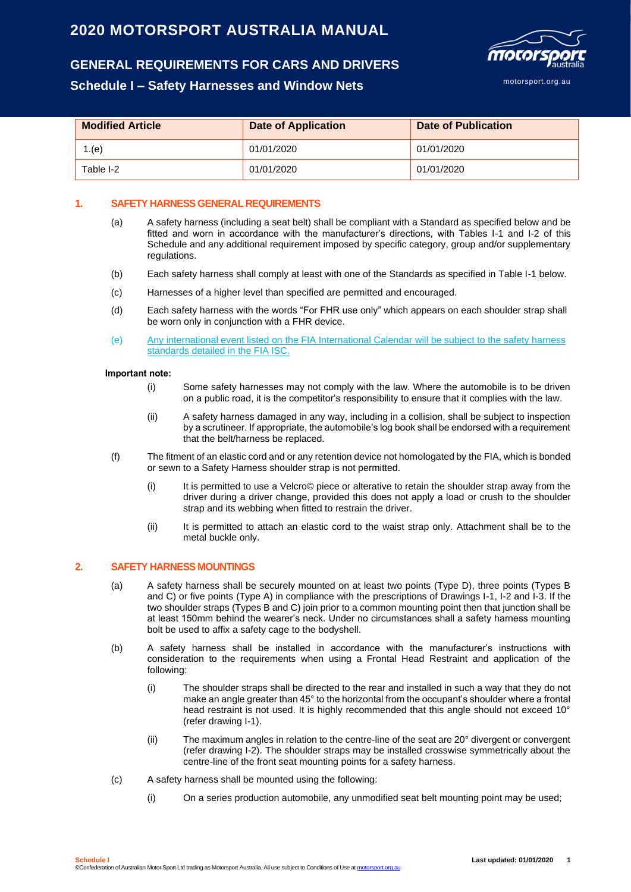# 2020 MOTORSPORT AUSTRALIA MANUAL

## GENERAL REQUIREMENTS FOR CARS AND DRIVERS

### Schedule I – Safety Harnesses and Window Nets

| Modified Article | Date of Application | Date of Publication |
|---|---|---|
| 1.(e) | 01/01/2020 | 01/01/2020 |
| Table I-2 | 01/01/2020 | 01/01/2020 |

## 1. SAFETY HARNESS GENERAL REQUIREMENTS

(a) A safety harness (including a seat belt) shall be compliant with a Standard as specified below and be fitted and worn in accordance with the manufacturer's directions, with Tables I-1 and I-2 of this Schedule and any additional requirement imposed by specific category, group and/or supplementary regulations.

(b) Each safety harness shall comply at least with one of the Standards as specified in Table I-1 below.

(c) Harnesses of a higher level than specified are permitted and encouraged.

(d) Each safety harness with the words "For FHR use only" which appears on each shoulder strap shall be worn only in conjunction with a FHR device.

(e) Any international event listed on the FIA International Calendar will be subject to the safety harness standards detailed in the FIA ISC.

**Important note:**

(i) Some safety harnesses may not comply with the law. Where the automobile is to be driven on a public road, it is the competitor's responsibility to ensure that it complies with the law.

(ii) A safety harness damaged in any way, including in a collision, shall be subject to inspection by a scrutineer. If appropriate, the automobile's log book shall be endorsed with a requirement that the belt/harness be replaced.

(f) The fitment of an elastic cord and or any retention device not homologated by the FIA, which is bonded or sewn to a Safety Harness shoulder strap is not permitted.

(i) It is permitted to use a Velcro© piece or alterative to retain the shoulder strap away from the driver during a driver change, provided this does not apply a load or crush to the shoulder strap and its webbing when fitted to restrain the driver.

(ii) It is permitted to attach an elastic cord to the waist strap only. Attachment shall be to the metal buckle only.

## 2. SAFETY HARNESS MOUNTINGS

(a) A safety harness shall be securely mounted on at least two points (Type D), three points (Types B and C) or five points (Type A) in compliance with the prescriptions of Drawings I-1, I-2 and I-3. If the two shoulder straps (Types B and C) join prior to a common mounting point then that junction shall be at least 150mm behind the wearer's neck. Under no circumstances shall a safety harness mounting bolt be used to affix a safety cage to the bodyshell.

(b) A safety harness shall be installed in accordance with the manufacturer's instructions with consideration to the requirements when using a Frontal Head Restraint and application of the following:

(i) The shoulder straps shall be directed to the rear and installed in such a way that they do not make an angle greater than 45° to the horizontal from the occupant's shoulder where a frontal head restraint is not used. It is highly recommended that this angle should not exceed 10° (refer drawing I-1).

(ii) The maximum angles in relation to the centre-line of the seat are 20° divergent or convergent (refer drawing I-2). The shoulder straps may be installed crosswise symmetrically about the centre-line of the front seat mounting points for a safety harness.

(c) A safety harness shall be mounted using the following:

(i) On a series production automobile, any unmodified seat belt mounting point may be used;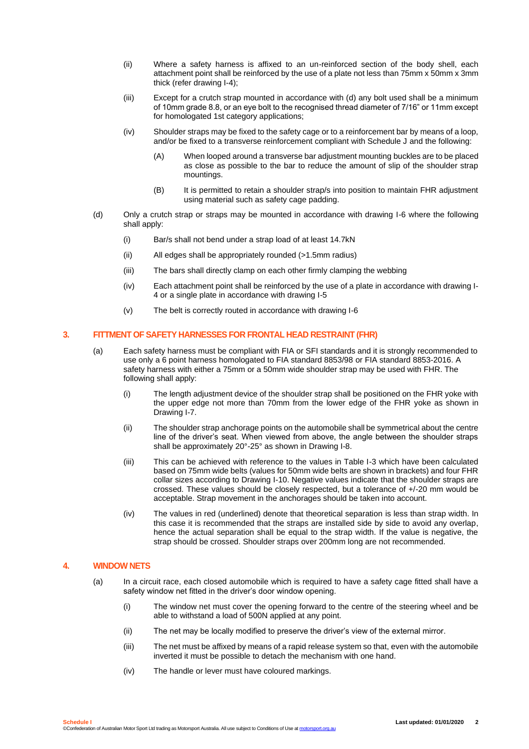(ii) Where a safety harness is affixed to an un-reinforced section of the body shell, each attachment point shall be reinforced by the use of a plate not less than 75mm x 50mm x 3mm thick (refer drawing I-4);

(iii) Except for a crutch strap mounted in accordance with (d) any bolt used shall be a minimum of 10mm grade 8.8, or an eye bolt to the recognised thread diameter of 7/16" or 11mm except for homologated 1st category applications;

(iv) Shoulder straps may be fixed to the safety cage or to a reinforcement bar by means of a loop, and/or be fixed to a transverse reinforcement compliant with Schedule J and the following:

(A) When looped around a transverse bar adjustment mounting buckles are to be placed as close as possible to the bar to reduce the amount of slip of the shoulder strap mountings.

(B) It is permitted to retain a shoulder strap/s into position to maintain FHR adjustment using material such as safety cage padding.

(d) Only a crutch strap or straps may be mounted in accordance with drawing I-6 where the following shall apply:

(i) Bar/s shall not bend under a strap load of at least 14.7kN

(ii) All edges shall be appropriately rounded (>1.5mm radius)

(iii) The bars shall directly clamp on each other firmly clamping the webbing

(iv) Each attachment point shall be reinforced by the use of a plate in accordance with drawing I-4 or a single plate in accordance with drawing I-5

(v) The belt is correctly routed in accordance with drawing I-6

## 3. FITTMENT OF SAFETY HARNESSES FOR FRONTAL HEAD RESTRAINT (FHR)

(a) Each safety harness must be compliant with FIA or SFI standards and it is strongly recommended to use only a 6 point harness homologated to FIA standard 8853/98 or FIA standard 8853-2016. A safety harness with either a 75mm or a 50mm wide shoulder strap may be used with FHR. The following shall apply:

(i) The length adjustment device of the shoulder strap shall be positioned on the FHR yoke with the upper edge not more than 70mm from the lower edge of the FHR yoke as shown in Drawing I-7.

(ii) The shoulder strap anchorage points on the automobile shall be symmetrical about the centre line of the driver's seat. When viewed from above, the angle between the shoulder straps shall be approximately 20°-25° as shown in Drawing I-8.

(iii) This can be achieved with reference to the values in Table I-3 which have been calculated based on 75mm wide belts (values for 50mm wide belts are shown in brackets) and four FHR collar sizes according to Drawing I-10. Negative values indicate that the shoulder straps are crossed. These values should be closely respected, but a tolerance of +/-20 mm would be acceptable. Strap movement in the anchorages should be taken into account.

(iv) The values in red (underlined) denote that theoretical separation is less than strap width. In this case it is recommended that the straps are installed side by side to avoid any overlap, hence the actual separation shall be equal to the strap width. If the value is negative, the strap should be crossed. Shoulder straps over 200mm long are not recommended.

## 4. WINDOW NETS

(a) In a circuit race, each closed automobile which is required to have a safety cage fitted shall have a safety window net fitted in the driver's door window opening.

(i) The window net must cover the opening forward to the centre of the steering wheel and be able to withstand a load of 500N applied at any point.

(ii) The net may be locally modified to preserve the driver's view of the external mirror.

(iii) The net must be affixed by means of a rapid release system so that, even with the automobile inverted it must be possible to detach the mechanism with one hand.

(iv) The handle or lever must have coloured markings.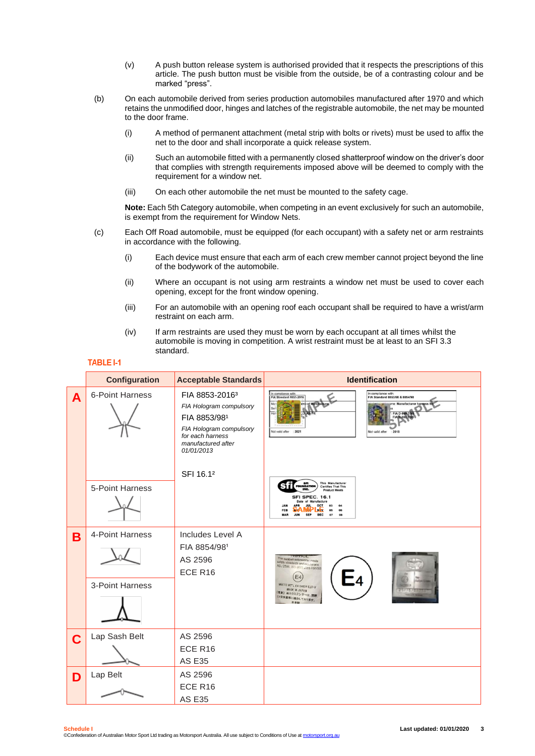(v) A push button release system is authorised provided that it respects the prescriptions of this article. The push button must be visible from the outside, be of a contrasting colour and be marked "press".

(b) On each automobile derived from series production automobiles manufactured after 1970 and which retains the unmodified door, hinges and latches of the registrable automobile, the net may be mounted to the door frame.

(i) A method of permanent attachment (metal strip with bolts or rivets) must be used to affix the net to the door and shall incorporate a quick release system.

(ii) Such an automobile fitted with a permanently closed shatterproof window on the driver's door that complies with strength requirements imposed above will be deemed to comply with the requirement for a window net.

(iii) On each other automobile the net must be mounted to the safety cage.

**Note:** Each 5th Category automobile, when competing in an event exclusively for such an automobile, is exempt from the requirement for Window Nets.

(c) Each Off Road automobile, must be equipped (for each occupant) with a safety net or arm restraints in accordance with the following.

(i) Each device must ensure that each arm of each crew member cannot project beyond the line of the bodywork of the automobile.

(ii) Where an occupant is not using arm restraints a window net must be used to cover each opening, except for the front window opening.

(iii) For an automobile with an opening roof each occupant shall be required to have a wrist/arm restraint on each arm.

(iv) If arm restraints are used they must be worn by each occupant at all times whilst the automobile is moving in competition. A wrist restraint must be at least to an SFI 3.3 standard.

**TABLE I-1**

| | Configuration | Acceptable Standards | Identification |
|---|---|---|---|
| **A** | 6-Point Harness<br>5-Point Harness | FIA 8853-2016[3]<br>*FIA Hologram compulsory*<br>FIA 8853/98[1]<br>*FIA Hologram compulsory for each harness manufactured after 01/01/2013*<br>SFI 16.1[2] | |
| **B** | 4-Point Harness<br>3-Point Harness | Includes Level A<br>FIA 8854/98[1]<br>AS 2596<br>ECE R16 | |
| **C** | Lap Sash Belt | AS 2596<br>ECE R16<br>AS E35 | |
| **D** | Lap Belt | AS 2596<br>ECE R16<br>AS E35 | |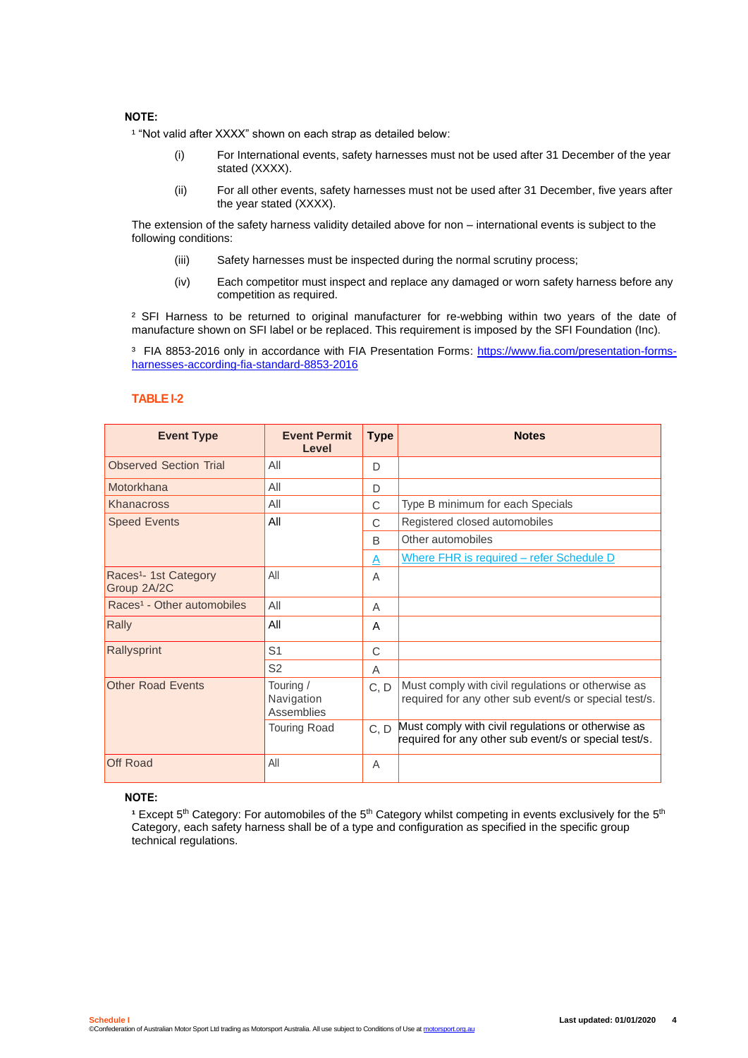**NOTE:**

[1] "Not valid after XXXX" shown on each strap as detailed below:

(i) For International events, safety harnesses must not be used after 31 December of the year stated (XXXX).

(ii) For all other events, safety harnesses must not be used after 31 December, five years after the year stated (XXXX).

The extension of the safety harness validity detailed above for non – international events is subject to the following conditions:

(iii) Safety harnesses must be inspected during the normal scrutiny process;

(iv) Each competitor must inspect and replace any damaged or worn safety harness before any competition as required.

[2] SFI Harness to be returned to original manufacturer for re-webbing within two years of the date of manufacture shown on SFI label or be replaced. This requirement is imposed by the SFI Foundation (Inc).

[3] FIA 8853-2016 only in accordance with FIA Presentation Forms: https://www.fia.com/presentation-forms-harnesses-according-fia-standard-8853-2016

## TABLE I-2

| Event Type | Event Permit Level | Type | Notes |
|---|---|---|---|
| Observed Section Trial | All | D | |
| Motorkhana | All | D | |
| Khanacross | All | C | Type B minimum for each Specials |
| Speed Events | All | C | Registered closed automobiles |
| | | B | Other automobiles |
| | | A | Where FHR is required – refer Schedule D |
| Races[1]- 1st Category Group 2A/2C | All | A | |
| Races[1] - Other automobiles | All | A | |
| Rally | All | A | |
| Rallysprint | S1 | C | |
| | S2 | A | |
| Other Road Events | Touring / Navigation Assemblies | C, D | Must comply with civil regulations or otherwise as required for any other sub event/s or special test/s. |
| | Touring Road | C, D | Must comply with civil regulations or otherwise as required for any other sub event/s or special test/s. |
| Off Road | All | A | |

**NOTE:**

[1] Except 5th Category: For automobiles of the 5th Category whilst competing in events exclusively for the 5th Category, each safety harness shall be of a type and configuration as specified in the specific group technical regulations.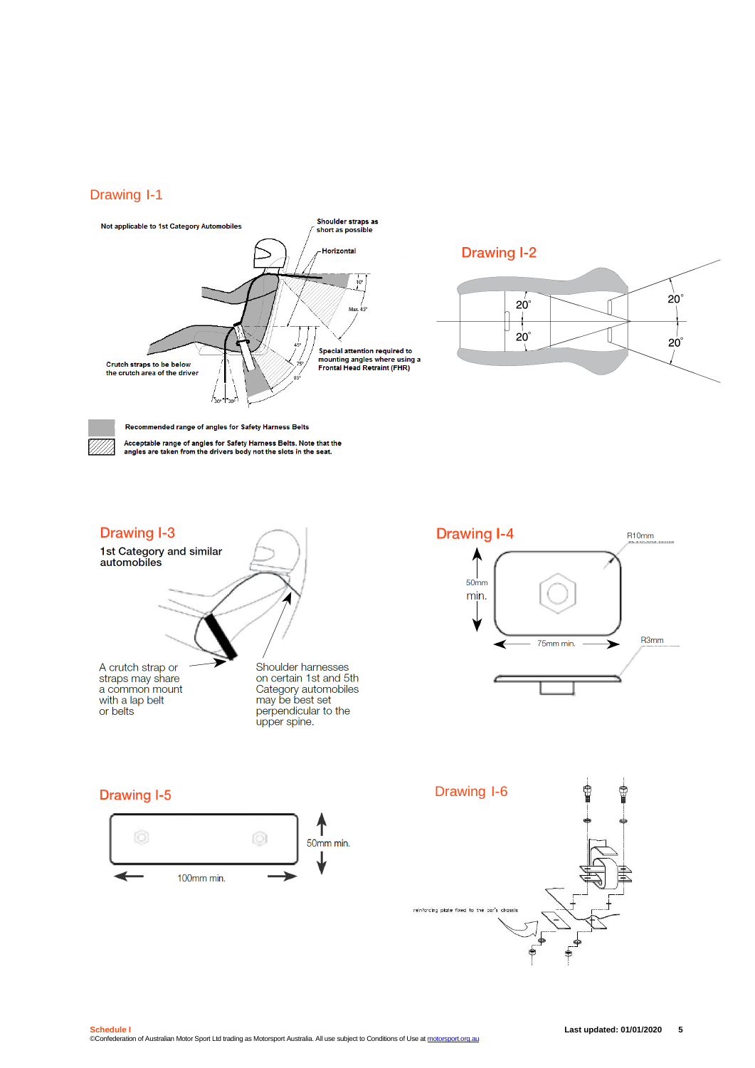## Drawing I-1

Not applicable to 1st Category Automobiles

Shoulder straps as short as possible

Horizontal

10°

Max. 45°

Special attention required to mounting angles where using a Frontal Head Retraint (FHR)

Crutch straps to be below the crutch area of the driver

45°

75°

85°

20° 20°

Recommended range of angles for Safety Harness Belts

Acceptable range of angles for Safety Harness Belts. Note that the angles are taken from the drivers body not the slots in the seat.

## Drawing I-2

20°

20°

20°

20°

## Drawing I-3

1st Category and similar automobiles

A crutch strap or straps may share a common mount with a lap belt or belts

Shoulder harnesses on certain 1st and 5th Category automobiles may be best set perpendicular to the upper spine.

## Drawing I-4

R10mm

50mm min.

75mm min.

R3mm

## Drawing I-5

50mm min.

100mm min.

## Drawing I-6

reinforcing plate fixed to the car's chassis

**Schedule I**
©Confederation of Australian Motor Sport Ltd trading as Motorsport Australia. All use subject to Conditions of Use at motorsport.org.au

**Last updated: 01/01/2020**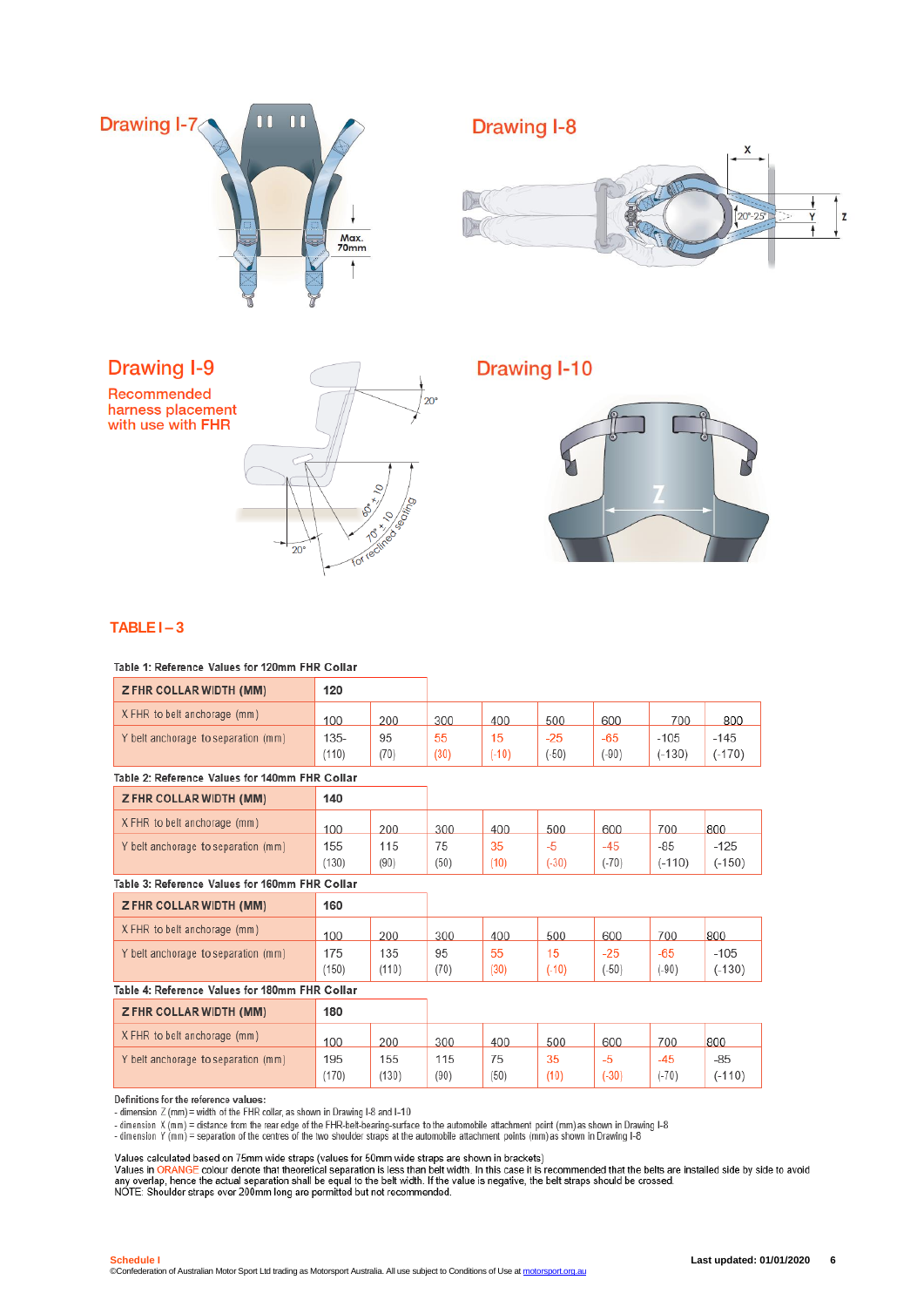## Drawing I-7

Max. 70mm

## Drawing I-8

X

20°-25°

Y

Z

## Drawing I-9

Recommended harness placement with use with FHR

20°

60° ± 10

70° ± 10 for reclined seating

20°

## Drawing I-10

Z

## TABLE I – 3

Table 1: Reference Values for 120mm FHR Collar

| Z FHR COLLAR WIDTH (MM) | 120 | | | | | | | |
|---|---|---|---|---|---|---|---|---|
| X FHR to belt anchorage (mm) | 100 | 200 | 300 | 400 | 500 | 600 | 700 | 800 |
| Y belt anchorage to separation (mm) | 135- (110) | 95 (70) | 55 (30) | 15 (-10) | -25 (-50) | -65 (-90) | -105 (-130) | -145 (-170) |

Table 2: Reference Values for 140mm FHR Collar

| Z FHR COLLAR WIDTH (MM) | 140 | | | | | | | |
|---|---|---|---|---|---|---|---|---|
| X FHR to belt anchorage (mm) | 100 | 200 | 300 | 400 | 500 | 600 | 700 | 800 |
| Y belt anchorage to separation (mm) | 155 (130) | 115 (90) | 75 (50) | 35 (10) | -5 (-30) | -45 (-70) | -85 (-110) | -125 (-150) |

Table 3: Reference Values for 160mm FHR Collar

| Z FHR COLLAR WIDTH (MM) | 160 | | | | | | | |
|---|---|---|---|---|---|---|---|---|
| X FHR to belt anchorage (mm) | 100 | 200 | 300 | 400 | 500 | 600 | 700 | 800 |
| Y belt anchorage to separation (mm) | 175 (150) | 135 (110) | 95 (70) | 55 (30) | 15 (-10) | -25 (-50) | -65 (-90) | -105 (-130) |

Table 4: Reference Values for 180mm FHR Collar

| Z FHR COLLAR WIDTH (MM) | 180 | | | | | | | |
|---|---|---|---|---|---|---|---|---|
| X FHR to belt anchorage (mm) | 100 | 200 | 300 | 400 | 500 | 600 | 700 | 800 |
| Y belt anchorage to separation (mm) | 195 (170) | 155 (130) | 115 (90) | 75 (50) | 35 (10) | -5 (-30) | -45 (-70) | -85 (-110) |

Definitions for the reference values:
- dimension Z (mm) = width of the FHR collar, as shown in Drawing I-8 and I-10
- dimension X (mm) = distance from the rear edge of the FHR-belt-bearing-surface to the automobile attachment point (mm) as shown in Drawing I-8
- dimension Y (mm) = separation of the centres of the two shoulder straps at the automobile attachment points (mm) as shown in Drawing I-8

Values calculated based on 75mm wide straps (values for 50mm wide straps are shown in brackets)
Values in ORANGE colour denote that theoretical separation is less than belt width. In this case it is recommended that the belts are installed side by side to avoid any overlap, hence the actual separation shall be equal to the belt width. If the value is negative, the belt straps should be crossed.
NOTE: Shoulder straps over 200mm long are permitted but not recommended.